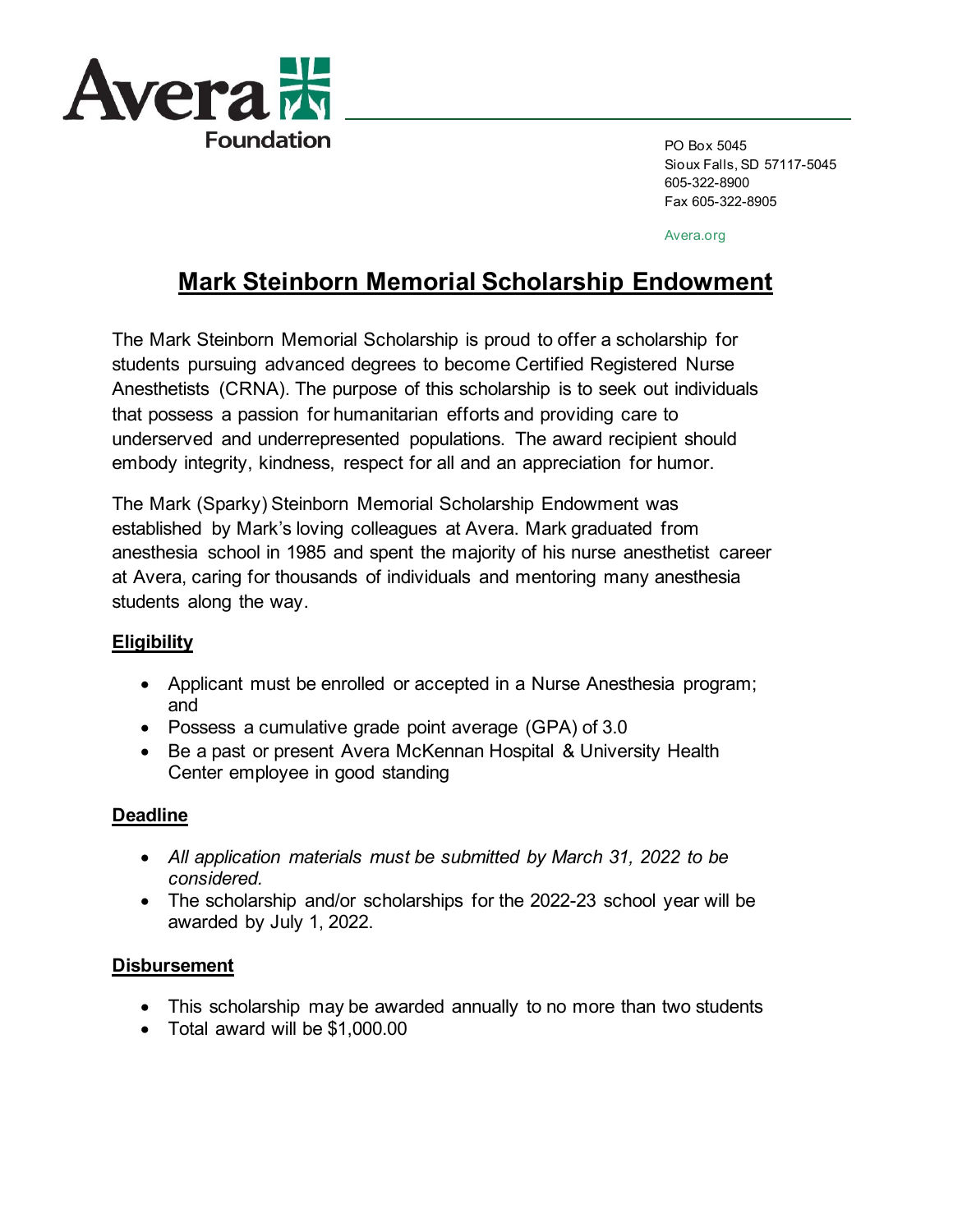Avera Foundation

PO Box 5045
Sioux Falls, SD 57117-5045
605-322-8900
Fax 605-322-8905

Avera.org

# Mark Steinborn Memorial Scholarship Endowment

The Mark Steinborn Memorial Scholarship is proud to offer a scholarship for students pursuing advanced degrees to become Certified Registered Nurse Anesthetists (CRNA). The purpose of this scholarship is to seek out individuals that possess a passion for humanitarian efforts and providing care to underserved and underrepresented populations. The award recipient should embody integrity, kindness, respect for all and an appreciation for humor.

The Mark (Sparky) Steinborn Memorial Scholarship Endowment was established by Mark's loving colleagues at Avera. Mark graduated from anesthesia school in 1985 and spent the majority of his nurse anesthetist career at Avera, caring for thousands of individuals and mentoring many anesthesia students along the way.

## Eligibility

- Applicant must be enrolled or accepted in a Nurse Anesthesia program; and
- Possess a cumulative grade point average (GPA) of 3.0
- Be a past or present Avera McKennan Hospital & University Health Center employee in good standing

## Deadline

- *All application materials must be submitted by March 31, 2022 to be considered.*
- The scholarship and/or scholarships for the 2022-23 school year will be awarded by July 1, 2022.

## Disbursement

- This scholarship may be awarded annually to no more than two students
- Total award will be $1,000.00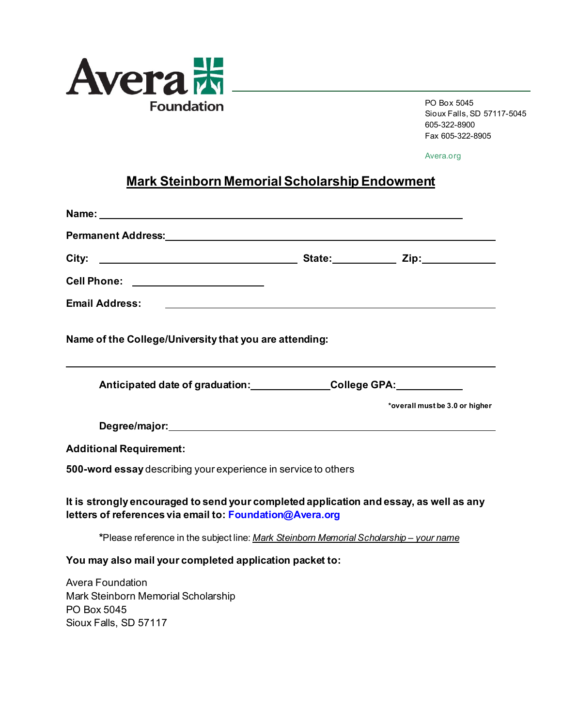Avera Foundation

PO Box 5045
Sioux Falls, SD 57117-5045
605-322-8900
Fax 605-322-8905

Avera.org

# Mark Steinborn Memorial Scholarship Endowment

**Name:** ____________________________________________

**Permanent Address:** ____________________________________________

**City:** ______________________ **State:** __________ **Zip:** __________

**Cell Phone:** ______________________

**Email Address:** ____________________________________________

**Name of the College/University that you are attending:**

____________________________________________

**Anticipated date of graduation:** ______________ **College GPA:** __________

**\*overall must be 3.0 or higher**

**Degree/major:** ____________________________________________

**Additional Requirement:**

**500-word essay** describing your experience in service to others

**It is strongly encouraged to send your completed application and essay, as well as any letters of references via email to: Foundation@Avera.org**

**\***Please reference in the subject line: *Mark Steinborn Memorial Scholarship – your name*

**You may also mail your completed application packet to:**

Avera Foundation
Mark Steinborn Memorial Scholarship
PO Box 5045
Sioux Falls, SD 57117